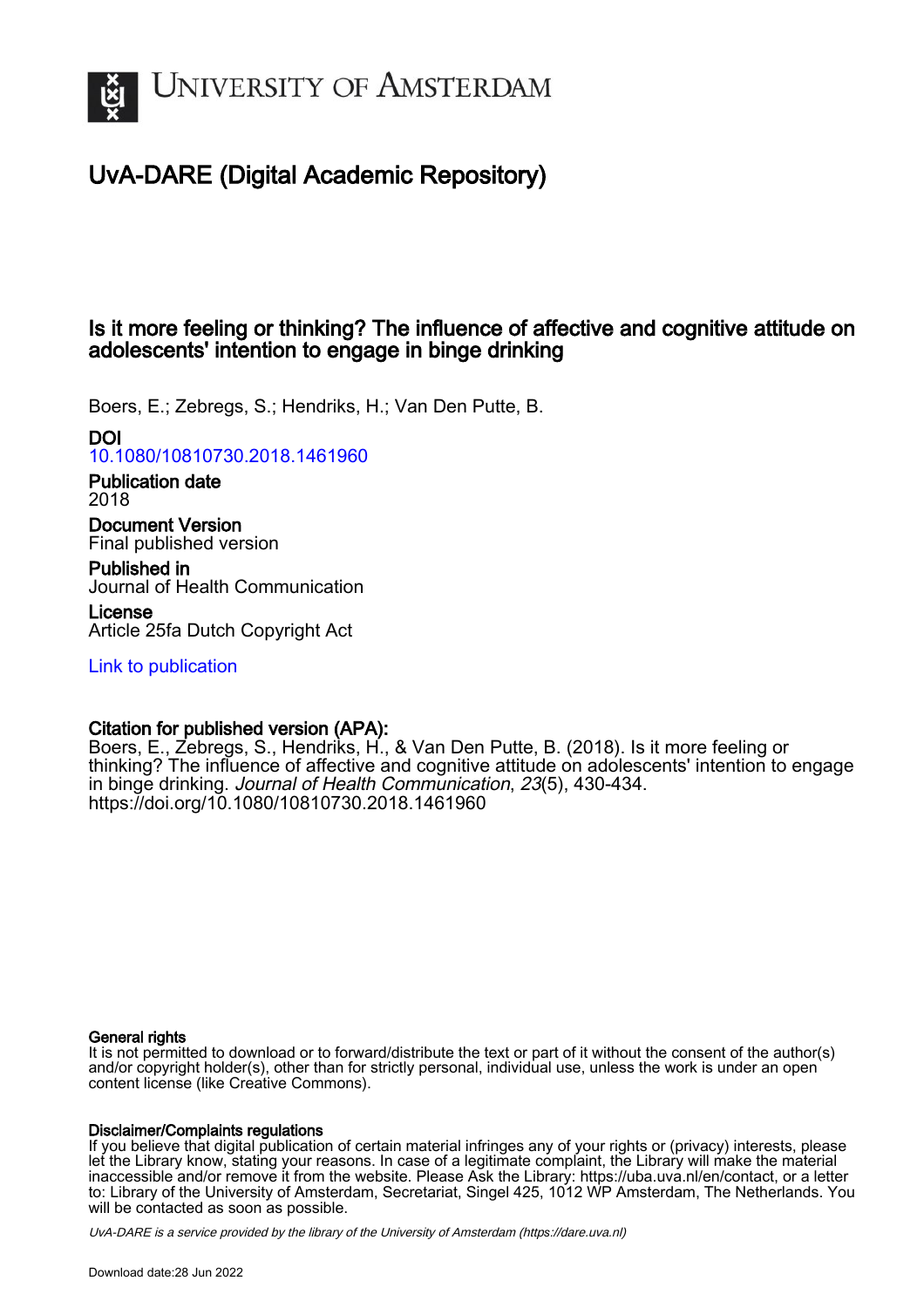UNIVERSITY OF AMSTERDAM

# UvA-DARE (Digital Academic Repository)

## Is it more feeling or thinking? The influence of affective and cognitive attitude on adolescents' intention to engage in binge drinking

Boers, E.; Zebregs, S.; Hendriks, H.; Van Den Putte, B.

**DOI**
10.1080/10810730.2018.1461960

**Publication date**
2018

**Document Version**
Final published version

**Published in**
Journal of Health Communication

**License**
Article 25fa Dutch Copyright Act

Link to publication

**Citation for published version (APA):**
Boers, E., Zebregs, S., Hendriks, H., & Van Den Putte, B. (2018). Is it more feeling or thinking? The influence of affective and cognitive attitude on adolescents' intention to engage in binge drinking. *Journal of Health Communication*, *23*(5), 430-434. https://doi.org/10.1080/10810730.2018.1461960

**General rights**
It is not permitted to download or to forward/distribute the text or part of it without the consent of the author(s) and/or copyright holder(s), other than for strictly personal, individual use, unless the work is under an open content license (like Creative Commons).

**Disclaimer/Complaints regulations**
If you believe that digital publication of certain material infringes any of your rights or (privacy) interests, please let the Library know, stating your reasons. In case of a legitimate complaint, the Library will make the material inaccessible and/or remove it from the website. Please Ask the Library: https://uba.uva.nl/en/contact, or a letter to: Library of the University of Amsterdam, Secretariat, Singel 425, 1012 WP Amsterdam, The Netherlands. You will be contacted as soon as possible.

*UvA-DARE is a service provided by the library of the University of Amsterdam (https://dare.uva.nl)*

Download date:28 Jun 2022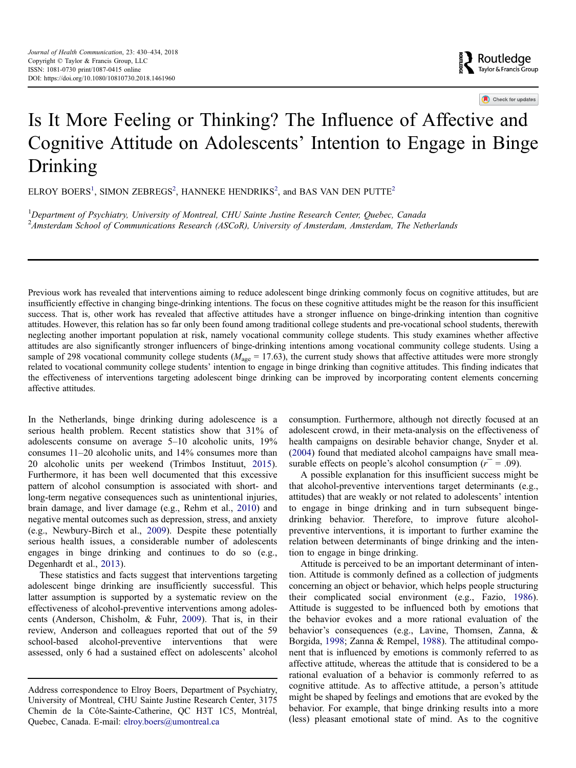# Is It More Feeling or Thinking? The Influence of Affective and Cognitive Attitude on Adolescents' Intention to Engage in Binge Drinking

ELROY BOERS[1], SIMON ZEBREGS[2], HANNEKE HENDRIKS[2], and BAS VAN DEN PUTTE[2]

[1]Department of Psychiatry, University of Montreal, CHU Sainte Justine Research Center, Quebec, Canada
[2]Amsterdam School of Communications Research (ASCoR), University of Amsterdam, Amsterdam, The Netherlands

Previous work has revealed that interventions aiming to reduce adolescent binge drinking commonly focus on cognitive attitudes, but are insufficiently effective in changing binge-drinking intentions. The focus on these cognitive attitudes might be the reason for this insufficient success. That is, other work has revealed that affective attitudes have a stronger influence on binge-drinking intention than cognitive attitudes. However, this relation has so far only been found among traditional college students and pre-vocational school students, therewith neglecting another important population at risk, namely vocational community college students. This study examines whether affective attitudes are also significantly stronger influencers of binge-drinking intentions among vocational community college students. Using a sample of 298 vocational community college students ($M_{age}$ = 17.63), the current study shows that affective attitudes were more strongly related to vocational community college students' intention to engage in binge drinking than cognitive attitudes. This finding indicates that the effectiveness of interventions targeting adolescent binge drinking can be improved by incorporating content elements concerning affective attitudes.

In the Netherlands, binge drinking during adolescence is a serious health problem. Recent statistics show that 31% of adolescents consume on average 5–10 alcoholic units, 19% consumes 11–20 alcoholic units, and 14% consumes more than 20 alcoholic units per weekend (Trimbos Instituut, 2015). Furthermore, it has been well documented that this excessive pattern of alcohol consumption is associated with short- and long-term negative consequences such as unintentional injuries, brain damage, and liver damage (e.g., Rehm et al., 2010) and negative mental outcomes such as depression, stress, and anxiety (e.g., Newbury-Birch et al., 2009). Despite these potentially serious health issues, a considerable number of adolescents engages in binge drinking and continues to do so (e.g., Degenhardt et al., 2013).

These statistics and facts suggest that interventions targeting adolescent binge drinking are insufficiently successful. This latter assumption is supported by a systematic review on the effectiveness of alcohol-preventive interventions among adolescents (Anderson, Chisholm, & Fuhr, 2009). That is, in their review, Anderson and colleagues reported that out of the 59 school-based alcohol-preventive interventions that were assessed, only 6 had a sustained effect on adolescents' alcohol consumption. Furthermore, although not directly focused at an adolescent crowd, in their meta-analysis on the effectiveness of health campaigns on desirable behavior change, Snyder et al. (2004) found that mediated alcohol campaigns have small measurable effects on people's alcohol consumption ($\bar{r}$ = .09).

A possible explanation for this insufficient success might be that alcohol-preventive interventions target determinants (e.g., attitudes) that are weakly or not related to adolescents' intention to engage in binge drinking and in turn subsequent binge-drinking behavior. Therefore, to improve future alcohol-preventive interventions, it is important to further examine the relation between determinants of binge drinking and the intention to engage in binge drinking.

Attitude is perceived to be an important determinant of intention. Attitude is commonly defined as a collection of judgments concerning an object or behavior, which helps people structuring their complicated social environment (e.g., Fazio, 1986). Attitude is suggested to be influenced both by emotions that the behavior evokes and a more rational evaluation of the behavior's consequences (e.g., Lavine, Thomsen, Zanna, & Borgida, 1998; Zanna & Rempel, 1988). The attitudinal component that is influenced by emotions is commonly referred to as affective attitude, whereas the attitude that is considered to be a rational evaluation of a behavior is commonly referred to as cognitive attitude. As to affective attitude, a person's attitude might be shaped by feelings and emotions that are evoked by the behavior. For example, that binge drinking results into a more (less) pleasant emotional state of mind. As to the cognitive

Address correspondence to Elroy Boers, Department of Psychiatry, University of Montreal, CHU Sainte Justine Research Center, 3175 Chemin de la Côte-Sainte-Catherine, QC H3T 1C5, Montréal, Quebec, Canada. E-mail: elroy.boers@umontreal.ca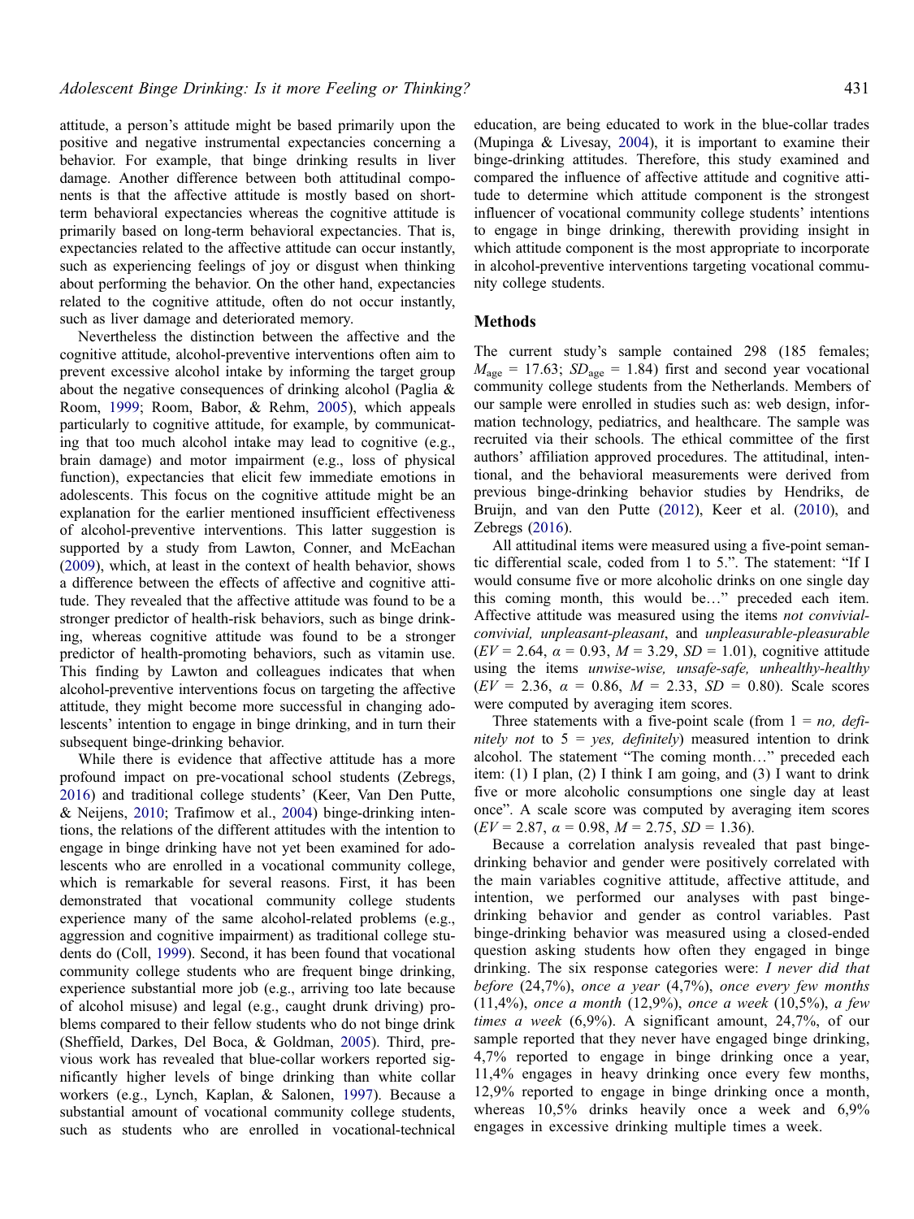attitude, a person's attitude might be based primarily upon the positive and negative instrumental expectancies concerning a behavior. For example, that binge drinking results in liver damage. Another difference between both attitudinal components is that the affective attitude is mostly based on short-term behavioral expectancies whereas the cognitive attitude is primarily based on long-term behavioral expectancies. That is, expectancies related to the affective attitude can occur instantly, such as experiencing feelings of joy or disgust when thinking about performing the behavior. On the other hand, expectancies related to the cognitive attitude, often do not occur instantly, such as liver damage and deteriorated memory.

Nevertheless the distinction between the affective and the cognitive attitude, alcohol-preventive interventions often aim to prevent excessive alcohol intake by informing the target group about the negative consequences of drinking alcohol (Paglia & Room, 1999; Room, Babor, & Rehm, 2005), which appeals particularly to cognitive attitude, for example, by communicating that too much alcohol intake may lead to cognitive (e.g., brain damage) and motor impairment (e.g., loss of physical function), expectancies that elicit few immediate emotions in adolescents. This focus on the cognitive attitude might be an explanation for the earlier mentioned insufficient effectiveness of alcohol-preventive interventions. This latter suggestion is supported by a study from Lawton, Conner, and McEachan (2009), which, at least in the context of health behavior, shows a difference between the effects of affective and cognitive attitude. They revealed that the affective attitude was found to be a stronger predictor of health-risk behaviors, such as binge drinking, whereas cognitive attitude was found to be a stronger predictor of health-promoting behaviors, such as vitamin use. This finding by Lawton and colleagues indicates that when alcohol-preventive interventions focus on targeting the affective attitude, they might become more successful in changing adolescents' intention to engage in binge drinking, and in turn their subsequent binge-drinking behavior.

While there is evidence that affective attitude has a more profound impact on pre-vocational school students (Zebregs, 2016) and traditional college students' (Keer, Van Den Putte, & Neijens, 2010; Trafimow et al., 2004) binge-drinking intentions, the relations of the different attitudes with the intention to engage in binge drinking have not yet been examined for adolescents who are enrolled in a vocational community college, which is remarkable for several reasons. First, it has been demonstrated that vocational community college students experience many of the same alcohol-related problems (e.g., aggression and cognitive impairment) as traditional college students do (Coll, 1999). Second, it has been found that vocational community college students who are frequent binge drinking, experience substantial more job (e.g., arriving too late because of alcohol misuse) and legal (e.g., caught drunk driving) problems compared to their fellow students who do not binge drink (Sheffield, Darkes, Del Boca, & Goldman, 2005). Third, previous work has revealed that blue-collar workers reported significantly higher levels of binge drinking than white collar workers (e.g., Lynch, Kaplan, & Salonen, 1997). Because a substantial amount of vocational community college students, such as students who are enrolled in vocational-technical education, are being educated to work in the blue-collar trades (Mupinga & Livesay, 2004), it is important to examine their binge-drinking attitudes. Therefore, this study examined and compared the influence of affective attitude and cognitive attitude to determine which attitude component is the strongest influencer of vocational community college students' intentions to engage in binge drinking, therewith providing insight in which attitude component is the most appropriate to incorporate in alcohol-preventive interventions targeting vocational community college students.

## Methods

The current study's sample contained 298 (185 females; $M_{\text{age}}$ = 17.63; $SD_{\text{age}}$ = 1.84) first and second year vocational community college students from the Netherlands. Members of our sample were enrolled in studies such as: web design, information technology, pediatrics, and healthcare. The sample was recruited via their schools. The ethical committee of the first authors' affiliation approved procedures. The attitudinal, intentional, and the behavioral measurements were derived from previous binge-drinking behavior studies by Hendriks, de Bruijn, and van den Putte (2012), Keer et al. (2010), and Zebregs (2016).

All attitudinal items were measured using a five-point semantic differential scale, coded from 1 to 5.". The statement: "If I would consume five or more alcoholic drinks on one single day this coming month, this would be…" preceded each item. Affective attitude was measured using the items *not convivial-convivial, unpleasant-pleasant*, and *unpleasurable-pleasurable* ($EV$ = 2.64, $\alpha$ = 0.93, $M$ = 3.29, $SD$ = 1.01), cognitive attitude using the items *unwise-wise, unsafe-safe, unhealthy-healthy* ($EV$ = 2.36, $\alpha$ = 0.86, $M$ = 2.33, $SD$ = 0.80). Scale scores were computed by averaging item scores.

Three statements with a five-point scale (from 1 = *no, definitely not* to 5 = *yes, definitely*) measured intention to drink alcohol. The statement "The coming month…" preceded each item: (1) I plan, (2) I think I am going, and (3) I want to drink five or more alcoholic consumptions one single day at least once". A scale score was computed by averaging item scores ($EV$ = 2.87, $\alpha$ = 0.98, $M$ = 2.75, $SD$ = 1.36).

Because a correlation analysis revealed that past binge-drinking behavior and gender were positively correlated with the main variables cognitive attitude, affective attitude, and intention, we performed our analyses with past binge-drinking behavior and gender as control variables. Past binge-drinking behavior was measured using a closed-ended question asking students how often they engaged in binge drinking. The six response categories were: *I never did that before* (24,7%), *once a year* (4,7%), *once every few months* (11,4%), *once a month* (12,9%), *once a week* (10,5%), *a few times a week* (6,9%). A significant amount, 24,7%, of our sample reported that they never have engaged binge drinking, 4,7% reported to engage in binge drinking once a year, 11,4% engages in heavy drinking once every few months, 12,9% reported to engage in binge drinking once a month, whereas 10,5% drinks heavily once a week and 6,9% engages in excessive drinking multiple times a week.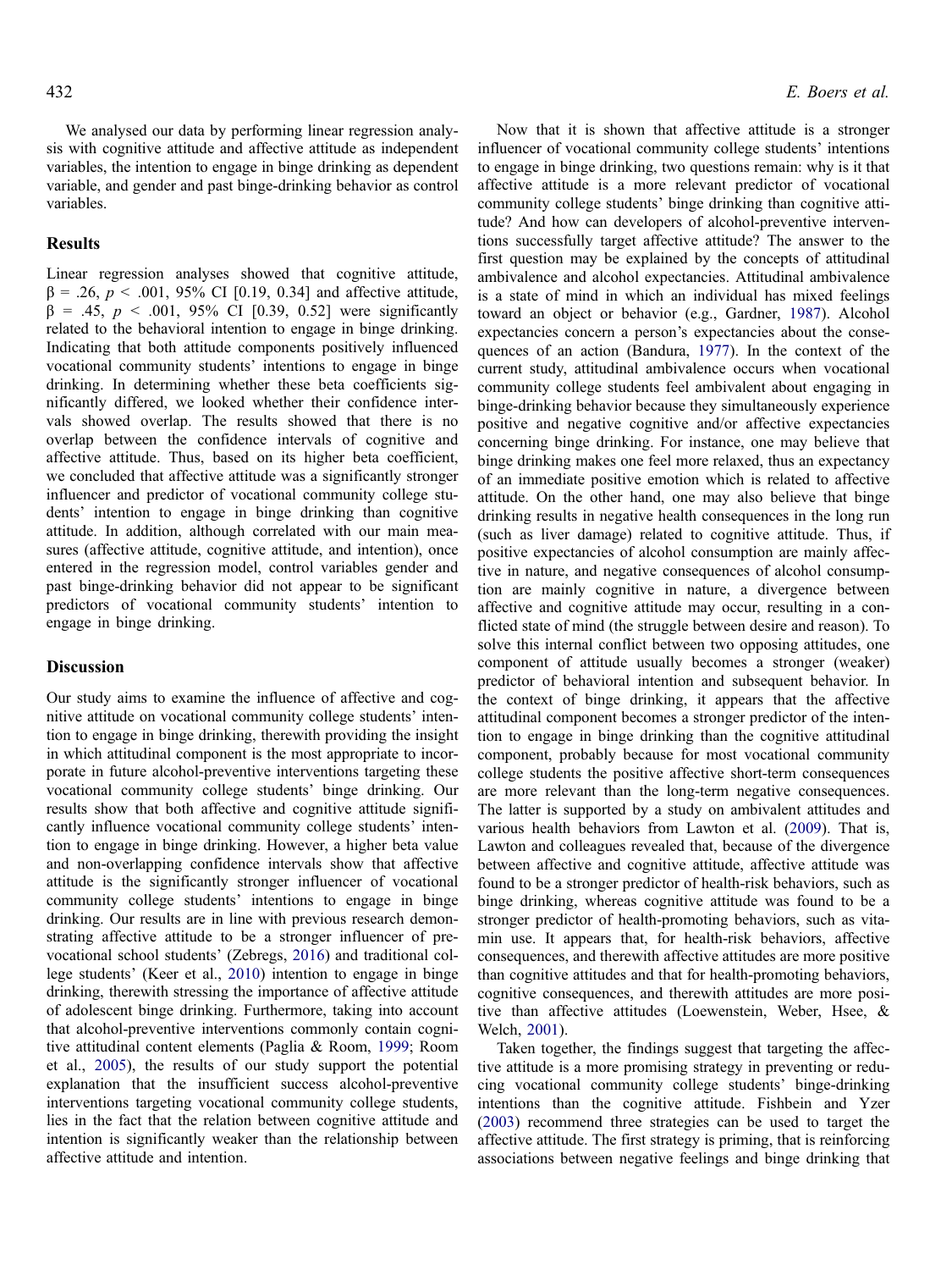We analysed our data by performing linear regression analysis with cognitive attitude and affective attitude as independent variables, the intention to engage in binge drinking as dependent variable, and gender and past binge-drinking behavior as control variables.

## Results

Linear regression analyses showed that cognitive attitude, $\beta = .26$, $p < .001$, 95% CI [0.19, 0.34] and affective attitude, $\beta = .45$, $p < .001$, 95% CI [0.39, 0.52] were significantly related to the behavioral intention to engage in binge drinking. Indicating that both attitude components positively influenced vocational community students' intentions to engage in binge drinking. In determining whether these beta coefficients significantly differed, we looked whether their confidence intervals showed overlap. The results showed that there is no overlap between the confidence intervals of cognitive and affective attitude. Thus, based on its higher beta coefficient, we concluded that affective attitude was a significantly stronger influencer and predictor of vocational community college students' intention to engage in binge drinking than cognitive attitude. In addition, although correlated with our main measures (affective attitude, cognitive attitude, and intention), once entered in the regression model, control variables gender and past binge-drinking behavior did not appear to be significant predictors of vocational community students' intention to engage in binge drinking.

## Discussion

Our study aims to examine the influence of affective and cognitive attitude on vocational community college students' intention to engage in binge drinking, therewith providing the insight in which attitudinal component is the most appropriate to incorporate in future alcohol-preventive interventions targeting these vocational community college students' binge drinking. Our results show that both affective and cognitive attitude significantly influence vocational community college students' intention to engage in binge drinking. However, a higher beta value and non-overlapping confidence intervals show that affective attitude is the significantly stronger influencer of vocational community college students' intentions to engage in binge drinking. Our results are in line with previous research demonstrating affective attitude to be a stronger influencer of pre-vocational school students' (Zebregs, 2016) and traditional college students' (Keer et al., 2010) intention to engage in binge drinking, therewith stressing the importance of affective attitude of adolescent binge drinking. Furthermore, taking into account that alcohol-preventive interventions commonly contain cognitive attitudinal content elements (Paglia & Room, 1999; Room et al., 2005), the results of our study support the potential explanation that the insufficient success alcohol-preventive interventions targeting vocational community college students, lies in the fact that the relation between cognitive attitude and intention is significantly weaker than the relationship between affective attitude and intention.

Now that it is shown that affective attitude is a stronger influencer of vocational community college students' intentions to engage in binge drinking, two questions remain: why is it that affective attitude is a more relevant predictor of vocational community college students' binge drinking than cognitive attitude? And how can developers of alcohol-preventive interventions successfully target affective attitude? The answer to the first question may be explained by the concepts of attitudinal ambivalence and alcohol expectancies. Attitudinal ambivalence is a state of mind in which an individual has mixed feelings toward an object or behavior (e.g., Gardner, 1987). Alcohol expectancies concern a person's expectancies about the consequences of an action (Bandura, 1977). In the context of the current study, attitudinal ambivalence occurs when vocational community college students feel ambivalent about engaging in binge-drinking behavior because they simultaneously experience positive and negative cognitive and/or affective expectancies concerning binge drinking. For instance, one may believe that binge drinking makes one feel more relaxed, thus an expectancy of an immediate positive emotion which is related to affective attitude. On the other hand, one may also believe that binge drinking results in negative health consequences in the long run (such as liver damage) related to cognitive attitude. Thus, if positive expectancies of alcohol consumption are mainly affective in nature, and negative consequences of alcohol consumption are mainly cognitive in nature, a divergence between affective and cognitive attitude may occur, resulting in a conflicted state of mind (the struggle between desire and reason). To solve this internal conflict between two opposing attitudes, one component of attitude usually becomes a stronger (weaker) predictor of behavioral intention and subsequent behavior. In the context of binge drinking, it appears that the affective attitudinal component becomes a stronger predictor of the intention to engage in binge drinking than the cognitive attitudinal component, probably because for most vocational community college students the positive affective short-term consequences are more relevant than the long-term negative consequences. The latter is supported by a study on ambivalent attitudes and various health behaviors from Lawton et al. (2009). That is, Lawton and colleagues revealed that, because of the divergence between affective and cognitive attitude, affective attitude was found to be a stronger predictor of health-risk behaviors, such as binge drinking, whereas cognitive attitude was found to be a stronger predictor of health-promoting behaviors, such as vitamin use. It appears that, for health-risk behaviors, affective consequences, and therewith affective attitudes are more positive than cognitive attitudes and that for health-promoting behaviors, cognitive consequences, and therewith attitudes are more positive than affective attitudes (Loewenstein, Weber, Hsee, & Welch, 2001).

Taken together, the findings suggest that targeting the affective attitude is a more promising strategy in preventing or reducing vocational community college students' binge-drinking intentions than the cognitive attitude. Fishbein and Yzer (2003) recommend three strategies can be used to target the affective attitude. The first strategy is priming, that is reinforcing associations between negative feelings and binge drinking that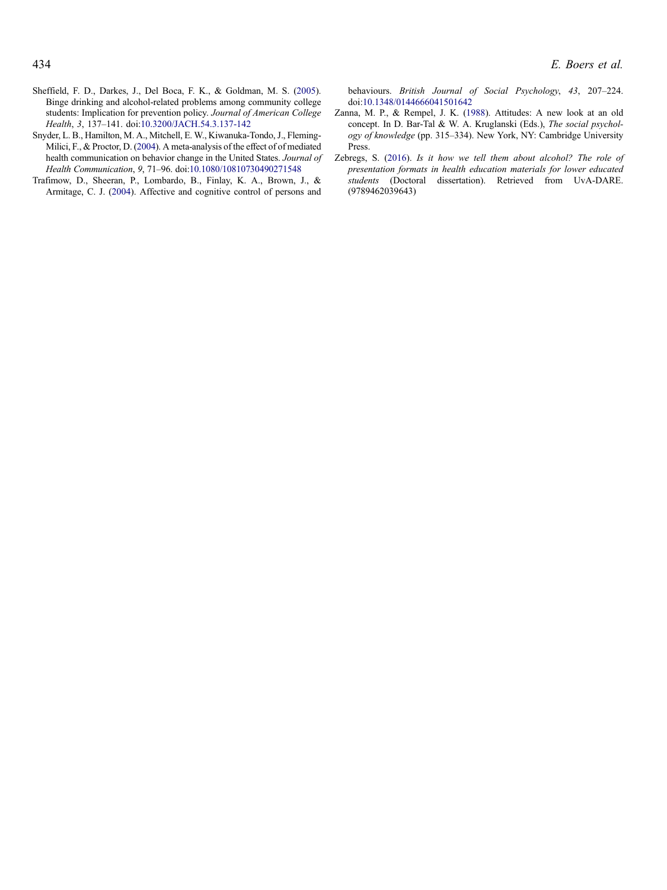Sheffield, F. D., Darkes, J., Del Boca, F. K., & Goldman, M. S. (2005). Binge drinking and alcohol-related problems among community college students: Implication for prevention policy. *Journal of American College Health*, *3*, 137–141. doi:10.3200/JACH.54.3.137-142

Snyder, L. B., Hamilton, M. A., Mitchell, E. W., Kiwanuka-Tondo, J., Fleming-Milici, F., & Proctor, D. (2004). A meta-analysis of the effect of of mediated health communication on behavior change in the United States. *Journal of Health Communication*, *9*, 71–96. doi:10.1080/10810730490271548

Trafimow, D., Sheeran, P., Lombardo, B., Finlay, K. A., Brown, J., & Armitage, C. J. (2004). Affective and cognitive control of persons and behaviours. *British Journal of Social Psychology*, *43*, 207–224. doi:10.1348/0144666041501642

Zanna, M. P., & Rempel, J. K. (1988). Attitudes: A new look at an old concept. In D. Bar-Tal & W. A. Kruglanski (Eds.), *The social psychology of knowledge* (pp. 315–334). New York, NY: Cambridge University Press.

Zebregs, S. (2016). *Is it how we tell them about alcohol? The role of presentation formats in health education materials for lower educated students* (Doctoral dissertation). Retrieved from UvA-DARE. (9789462039643)